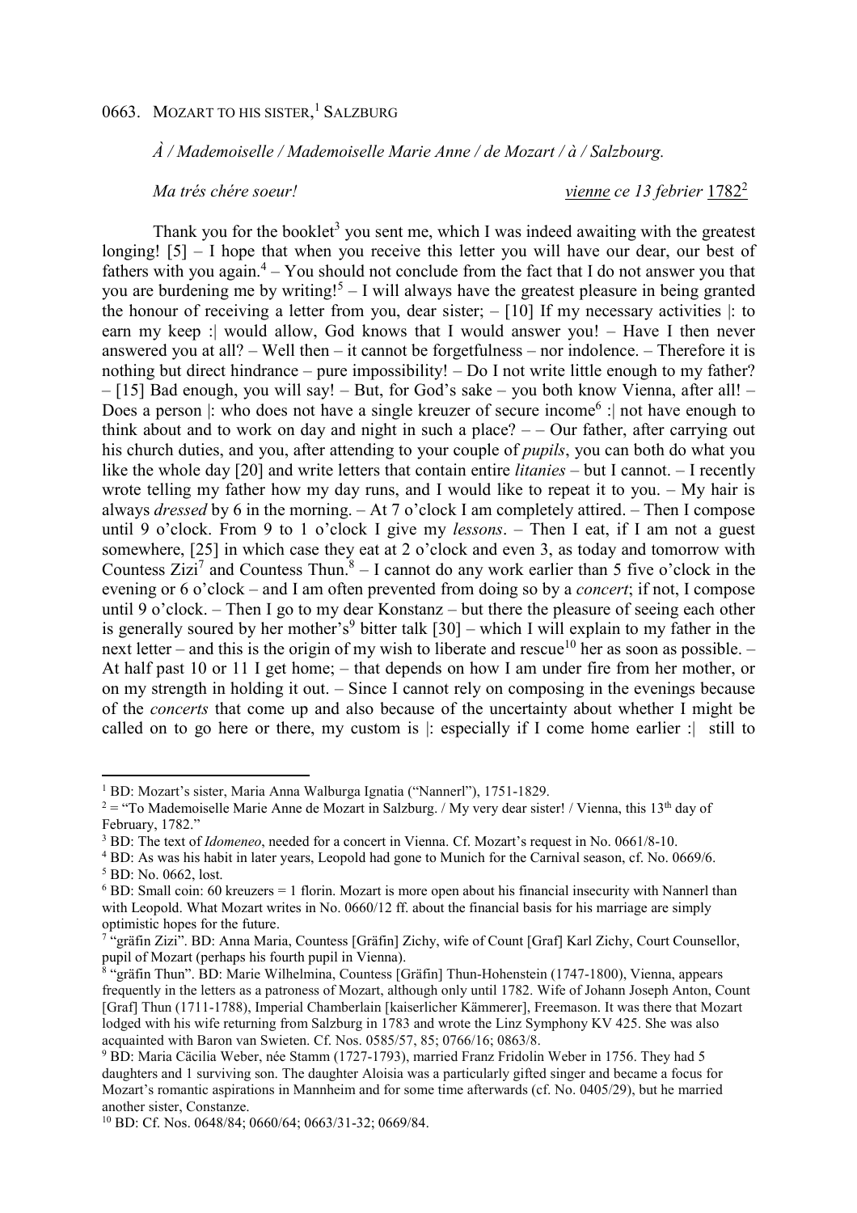## 0663. Mozart to his sister,[1] Salzburg

*À / Mademoiselle / Mademoiselle Marie Anne / de Mozart / à / Salzbourg.*

*Ma trés chére soeur!* *vienne ce 13 febrier* 1782[2]

Thank you for the booklet[3] you sent me, which I was indeed awaiting with the greatest longing! [5] – I hope that when you receive this letter you will have our dear, our best of fathers with you again.[4] – You should not conclude from the fact that I do not answer you that you are burdening me by writing![5] – I will always have the greatest pleasure in being granted the honour of receiving a letter from you, dear sister; – [10] If my necessary activities |: to earn my keep :| would allow, God knows that I would answer you! – Have I then never answered you at all? – Well then – it cannot be forgetfulness – nor indolence. – Therefore it is nothing but direct hindrance – pure impossibility! – Do I not write little enough to my father? – [15] Bad enough, you will say! – But, for God's sake – you both know Vienna, after all! – Does a person |: who does not have a single kreuzer of secure income[6] :| not have enough to think about and to work on day and night in such a place? – – Our father, after carrying out his church duties, and you, after attending to your couple of *pupils*, you can both do what you like the whole day [20] and write letters that contain entire *litanies* – but I cannot. – I recently wrote telling my father how my day runs, and I would like to repeat it to you. – My hair is always *dressed* by 6 in the morning. – At 7 o'clock I am completely attired. – Then I compose until 9 o'clock. From 9 to 1 o'clock I give my *lessons*. – Then I eat, if I am not a guest somewhere, [25] in which case they eat at 2 o'clock and even 3, as today and tomorrow with Countess Zizi[7] and Countess Thun.[8] – I cannot do any work earlier than 5 five o'clock in the evening or 6 o'clock – and I am often prevented from doing so by a *concert*; if not, I compose until 9 o'clock. – Then I go to my dear Konstanz – but there the pleasure of seeing each other is generally soured by her mother's[9] bitter talk [30] – which I will explain to my father in the next letter – and this is the origin of my wish to liberate and rescue[10] her as soon as possible. – At half past 10 or 11 I get home; – that depends on how I am under fire from her mother, or on my strength in holding it out. – Since I cannot rely on composing in the evenings because of the *concerts* that come up and also because of the uncertainty about whether I might be called on to go here or there, my custom is |: especially if I come home earlier :| still to

---

[1] BD: Mozart's sister, Maria Anna Walburga Ignatia ("Nannerl"), 1751-1829.

[2] = "To Mademoiselle Marie Anne de Mozart in Salzburg. / My very dear sister! / Vienna, this 13th day of February, 1782."

[3] BD: The text of *Idomeneo*, needed for a concert in Vienna. Cf. Mozart's request in No. 0661/8-10.

[4] BD: As was his habit in later years, Leopold had gone to Munich for the Carnival season, cf. No. 0669/6.

[5] BD: No. 0662, lost.

[6] BD: Small coin: 60 kreuzers = 1 florin. Mozart is more open about his financial insecurity with Nannerl than with Leopold. What Mozart writes in No. 0660/12 ff. about the financial basis for his marriage are simply optimistic hopes for the future.

[7] "gräfin Zizi". BD: Anna Maria, Countess [Gräfin] Zichy, wife of Count [Graf] Karl Zichy, Court Counsellor, pupil of Mozart (perhaps his fourth pupil in Vienna).

[8] "gräfin Thun". BD: Marie Wilhelmina, Countess [Gräfin] Thun-Hohenstein (1747-1800), Vienna, appears frequently in the letters as a patroness of Mozart, although only until 1782. Wife of Johann Joseph Anton, Count [Graf] Thun (1711-1788), Imperial Chamberlain [kaiserlicher Kämmerer], Freemason. It was there that Mozart lodged with his wife returning from Salzburg in 1783 and wrote the Linz Symphony KV 425. She was also acquainted with Baron van Swieten. Cf. Nos. 0585/57, 85; 0766/16; 0863/8.

[9] BD: Maria Cäcilia Weber, née Stamm (1727-1793), married Franz Fridolin Weber in 1756. They had 5 daughters and 1 surviving son. The daughter Aloisia was a particularly gifted singer and became a focus for Mozart's romantic aspirations in Mannheim and for some time afterwards (cf. No. 0405/29), but he married another sister, Constanze.

[10] BD: Cf. Nos. 0648/84; 0660/64; 0663/31-32; 0669/84.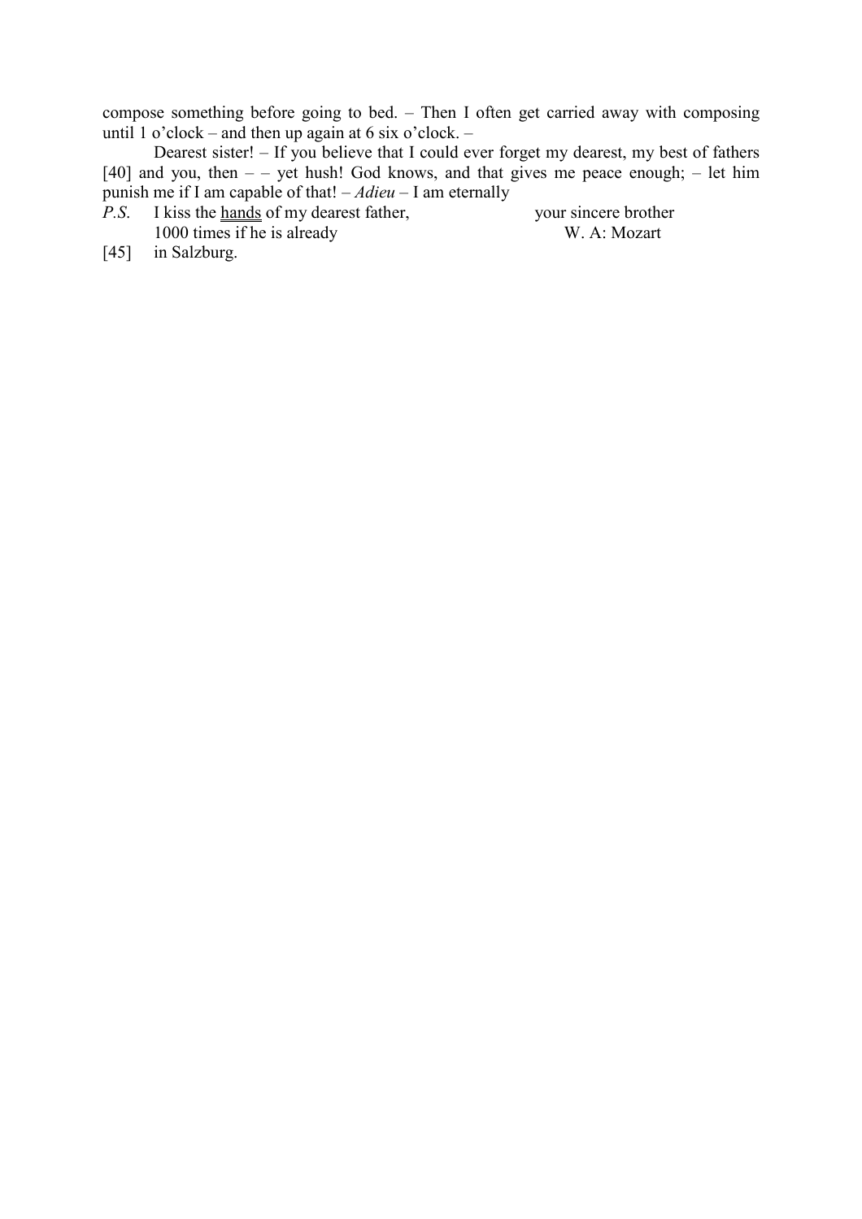compose something before going to bed. – Then I often get carried away with composing until 1 o'clock – and then up again at 6 six o'clock. –

Dearest sister! – If you believe that I could ever forget my dearest, my best of fathers [40] and you, then – – yet hush! God knows, and that gives me peace enough; – let him punish me if I am capable of that! – *Adieu* – I am eternally

your sincere brother
W. A: Mozart

*P.S.* I kiss the hands of my dearest father, 1000 times if he is already

[45] in Salzburg.